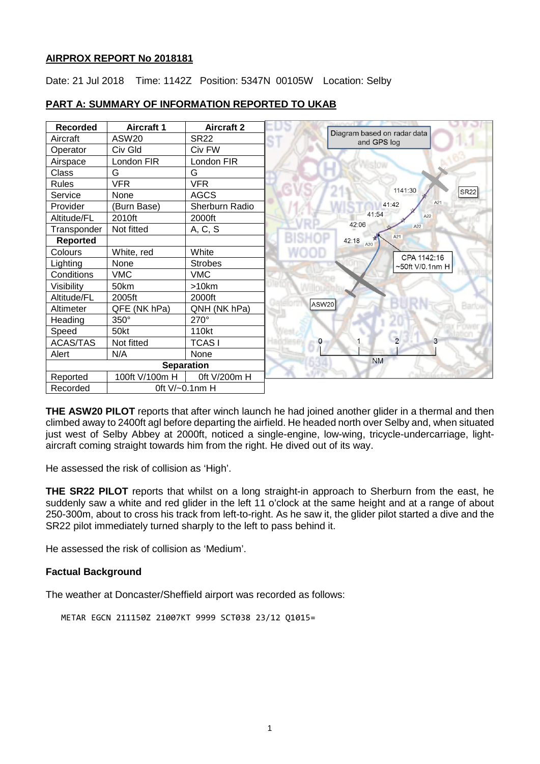**AIRPROX REPORT No 2018181**

Date: 21 Jul 2018 Time: 1142Z Position: 5347N 00105W Location: Selby

## PART A: SUMMARY OF INFORMATION REPORTED TO UKAB

| Recorded | Aircraft 1 | Aircraft 2 |
|---|---|---|
| Aircraft | ASW20 | SR22 |
| Operator | Civ Gld | Civ FW |
| Airspace | London FIR | London FIR |
| Class | G | G |
| Rules | VFR | VFR |
| Service | None | AGCS |
| Provider | (Burn Base) | Sherburn Radio |
| Altitude/FL | 2010ft | 2000ft |
| Transponder | Not fitted | A, C, S |
| **Reported** | | |
| Colours | White, red | White |
| Lighting | None | Strobes |
| Conditions | VMC | VMC |
| Visibility | 50km | >10km |
| Altitude/FL | 2005ft | 2000ft |
| Altimeter | QFE (NK hPa) | QNH (NK hPa) |
| Heading | 350° | 270° |
| Speed | 50kt | 110kt |
| ACAS/TAS | Not fitted | TCAS I |
| Alert | N/A | None |
| **Separation** | | |
| Reported | 100ft V/100m H | 0ft V/200m H |
| Recorded | 0ft V/~0.1nm H | |

Diagram based on radar data and GPS log

**THE ASW20 PILOT** reports that after winch launch he had joined another glider in a thermal and then climbed away to 2400ft agl before departing the airfield. He headed north over Selby and, when situated just west of Selby Abbey at 2000ft, noticed a single-engine, low-wing, tricycle-undercarriage, light-aircraft coming straight towards him from the right. He dived out of its way.

He assessed the risk of collision as 'High'.

**THE SR22 PILOT** reports that whilst on a long straight-in approach to Sherburn from the east, he suddenly saw a white and red glider in the left 11 o'clock at the same height and at a range of about 250-300m, about to cross his track from left-to-right. As he saw it, the glider pilot started a dive and the SR22 pilot immediately turned sharply to the left to pass behind it.

He assessed the risk of collision as 'Medium'.

### Factual Background

The weather at Doncaster/Sheffield airport was recorded as follows:

```
METAR EGCN 211150Z 21007KT 9999 SCT038 23/12 Q1015=
```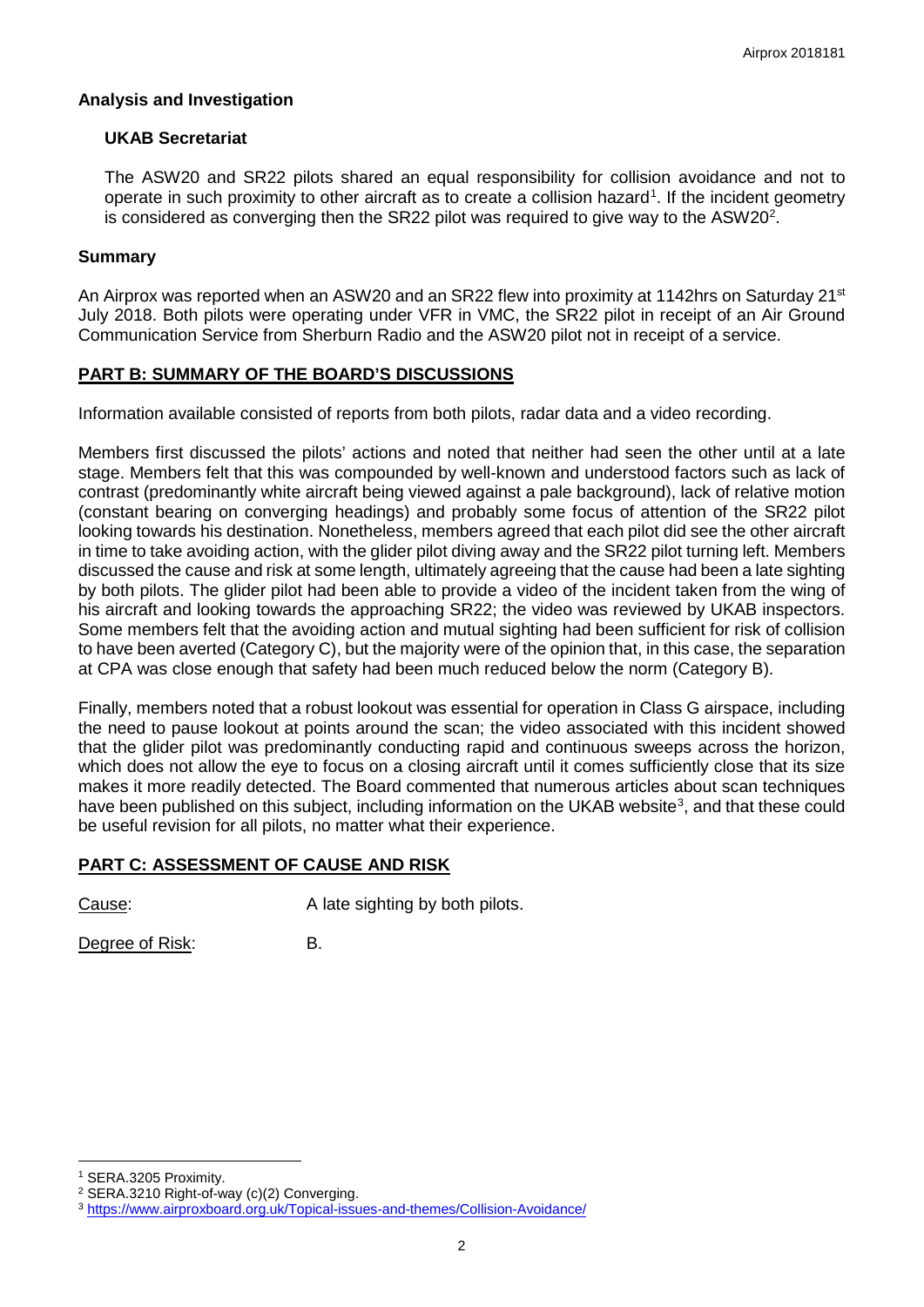## Analysis and Investigation

### UKAB Secretariat

The ASW20 and SR22 pilots shared an equal responsibility for collision avoidance and not to operate in such proximity to other aircraft as to create a collision hazard[1]. If the incident geometry is considered as converging then the SR22 pilot was required to give way to the ASW20[2].

## Summary

An Airprox was reported when an ASW20 and an SR22 flew into proximity at 1142hrs on Saturday 21st July 2018. Both pilots were operating under VFR in VMC, the SR22 pilot in receipt of an Air Ground Communication Service from Sherburn Radio and the ASW20 pilot not in receipt of a service.

## PART B: SUMMARY OF THE BOARD'S DISCUSSIONS

Information available consisted of reports from both pilots, radar data and a video recording.

Members first discussed the pilots' actions and noted that neither had seen the other until at a late stage. Members felt that this was compounded by well-known and understood factors such as lack of contrast (predominantly white aircraft being viewed against a pale background), lack of relative motion (constant bearing on converging headings) and probably some focus of attention of the SR22 pilot looking towards his destination. Nonetheless, members agreed that each pilot did see the other aircraft in time to take avoiding action, with the glider pilot diving away and the SR22 pilot turning left. Members discussed the cause and risk at some length, ultimately agreeing that the cause had been a late sighting by both pilots. The glider pilot had been able to provide a video of the incident taken from the wing of his aircraft and looking towards the approaching SR22; the video was reviewed by UKAB inspectors. Some members felt that the avoiding action and mutual sighting had been sufficient for risk of collision to have been averted (Category C), but the majority were of the opinion that, in this case, the separation at CPA was close enough that safety had been much reduced below the norm (Category B).

Finally, members noted that a robust lookout was essential for operation in Class G airspace, including the need to pause lookout at points around the scan; the video associated with this incident showed that the glider pilot was predominantly conducting rapid and continuous sweeps across the horizon, which does not allow the eye to focus on a closing aircraft until it comes sufficiently close that its size makes it more readily detected. The Board commented that numerous articles about scan techniques have been published on this subject, including information on the UKAB website[3], and that these could be useful revision for all pilots, no matter what their experience.

## PART C: ASSESSMENT OF CAUSE AND RISK

Cause: A late sighting by both pilots.

Degree of Risk: B.

---

[1] SERA.3205 Proximity.

[2] SERA.3210 Right-of-way (c)(2) Converging.

[3] https://www.airproxboard.org.uk/Topical-issues-and-themes/Collision-Avoidance/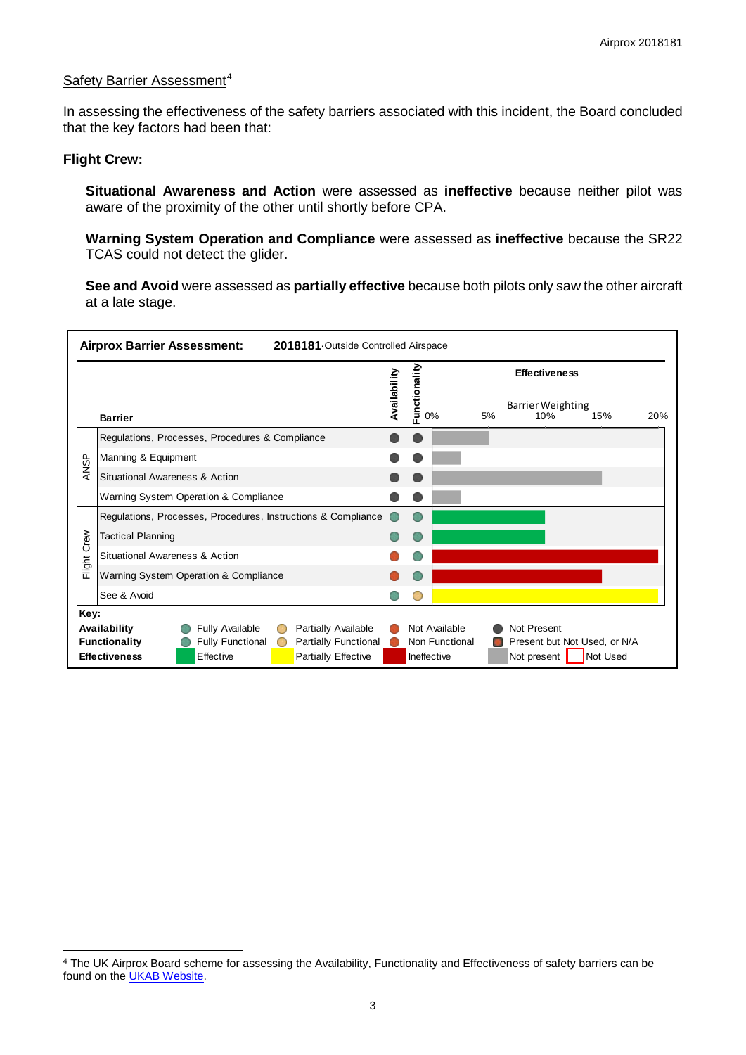Safety Barrier Assessment[4]

In assessing the effectiveness of the safety barriers associated with this incident, the Board concluded that the key factors had been that:

**Flight Crew:**

**Situational Awareness and Action** were assessed as **ineffective** because neither pilot was aware of the proximity of the other until shortly before CPA.

**Warning System Operation and Compliance** were assessed as **ineffective** because the SR22 TCAS could not detect the glider.

**See and Avoid** were assessed as **partially effective** because both pilots only saw the other aircraft at a late stage.

**Airprox Barrier Assessment:** **2018181** Outside Controlled Airspace

Barrier
Availability
Functionality
Effectiveness
Barrier Weighting
0%
5%
10%
15%
20%

ANSP
Regulations, Processes, Procedures & Compliance
Manning & Equipment
Situational Awareness & Action
Warning System Operation & Compliance

Flight Crew
Regulations, Processes, Procedures, Instructions & Compliance
Tactical Planning
Situational Awareness & Action
Warning System Operation & Compliance
See & Avoid

Key:
Availability: Fully Available, Partially Available, Not Available, Not Present
Functionality: Fully Functional, Partially Functional, Non Functional, Present but Not Used, or N/A
Effectiveness: Effective, Partially Effective, Ineffective, Not present, Not Used

[4] The UK Airprox Board scheme for assessing the Availability, Functionality and Effectiveness of safety barriers can be found on the UKAB Website.